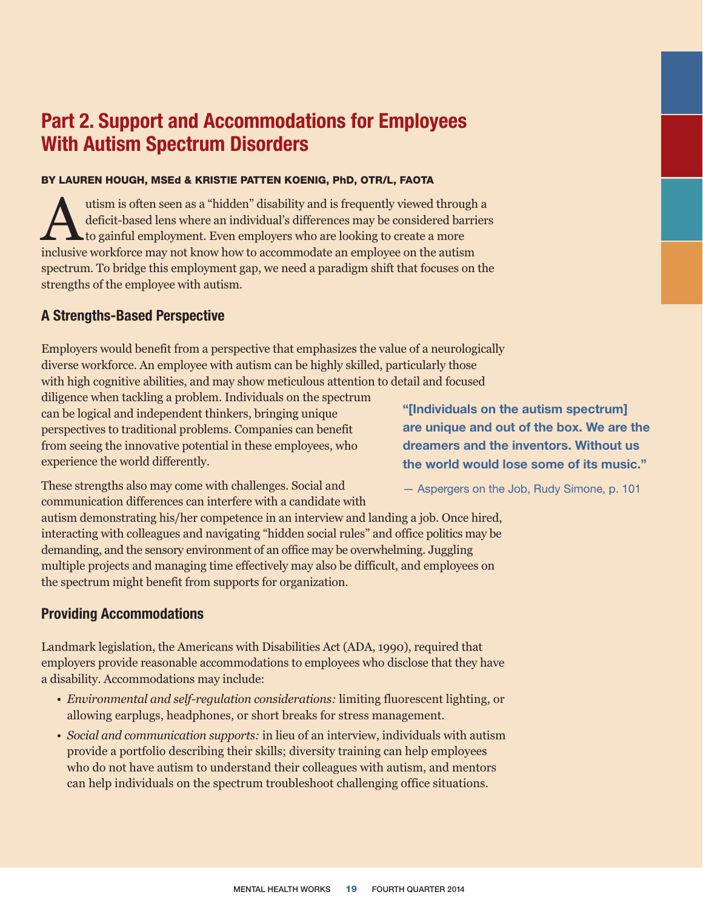# Part 2. Support and Accommodations for Employees With Autism Spectrum Disorders

**BY LAUREN HOUGH, MSEd & KRISTIE PATTEN KOENIG, PhD, OTR/L, FAOTA**

Autism is often seen as a "hidden" disability and is frequently viewed through a deficit-based lens where an individual's differences may be considered barriers to gainful employment. Even employers who are looking to create a more inclusive workforce may not know how to accommodate an employee on the autism spectrum. To bridge this employment gap, we need a paradigm shift that focuses on the strengths of the employee with autism.

## A Strengths-Based Perspective

Employers would benefit from a perspective that emphasizes the value of a neurologically diverse workforce. An employee with autism can be highly skilled, particularly those with high cognitive abilities, and may show meticulous attention to detail and focused diligence when tackling a problem. Individuals on the spectrum can be logical and independent thinkers, bringing unique perspectives to traditional problems. Companies can benefit from seeing the innovative potential in these employees, who experience the world differently.

> **"[Individuals on the autism spectrum] are unique and out of the box. We are the dreamers and the inventors. Without us the world would lose some of its music."**
>
> — Aspergers on the Job, Rudy Simone, p. 101

These strengths also may come with challenges. Social and communication differences can interfere with a candidate with autism demonstrating his/her competence in an interview and landing a job. Once hired, interacting with colleagues and navigating "hidden social rules" and office politics may be demanding, and the sensory environment of an office may be overwhelming. Juggling multiple projects and managing time effectively may also be difficult, and employees on the spectrum might benefit from supports for organization.

## Providing Accommodations

Landmark legislation, the Americans with Disabilities Act (ADA, 1990), required that employers provide reasonable accommodations to employees who disclose that they have a disability. Accommodations may include:

- *Environmental and self-regulation considerations:* limiting fluorescent lighting, or allowing earplugs, headphones, or short breaks for stress management.
- *Social and communication supports:* in lieu of an interview, individuals with autism provide a portfolio describing their skills; diversity training can help employees who do not have autism to understand their colleagues with autism, and mentors can help individuals on the spectrum troubleshoot challenging office situations.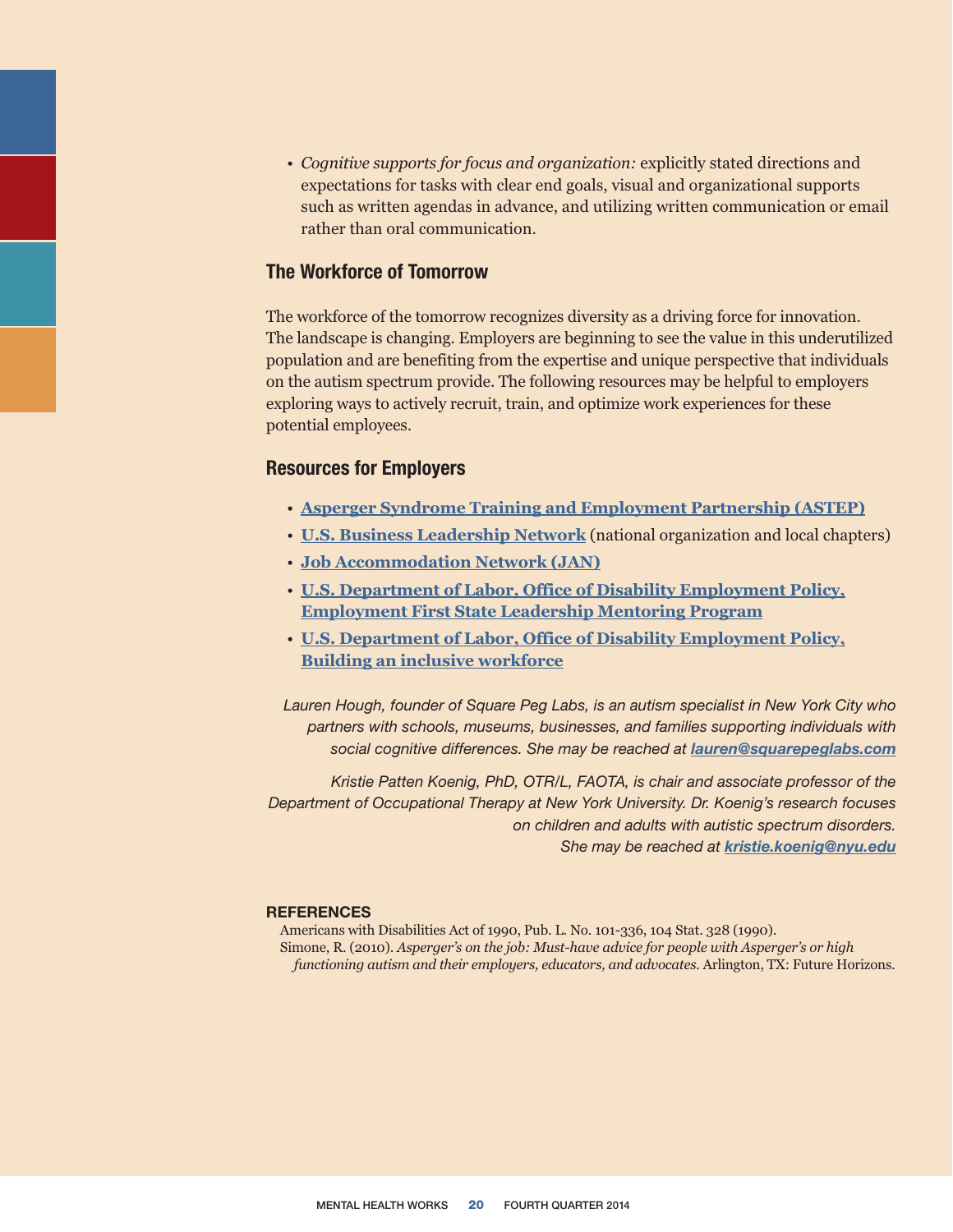- *Cognitive supports for focus and organization:* explicitly stated directions and expectations for tasks with clear end goals, visual and organizational supports such as written agendas in advance, and utilizing written communication or email rather than oral communication.

## The Workforce of Tomorrow

The workforce of the tomorrow recognizes diversity as a driving force for innovation. The landscape is changing. Employers are beginning to see the value in this underutilized population and are benefiting from the expertise and unique perspective that individuals on the autism spectrum provide. The following resources may be helpful to employers exploring ways to actively recruit, train, and optimize work experiences for these potential employees.

## Resources for Employers

- **Asperger Syndrome Training and Employment Partnership (ASTEP)**
- **U.S. Business Leadership Network** (national organization and local chapters)
- **Job Accommodation Network (JAN)**
- **U.S. Department of Labor, Office of Disability Employment Policy, Employment First State Leadership Mentoring Program**
- **U.S. Department of Labor, Office of Disability Employment Policy, Building an inclusive workforce**

*Lauren Hough, founder of Square Peg Labs, is an autism specialist in New York City who partners with schools, museums, businesses, and families supporting individuals with social cognitive differences. She may be reached at **lauren@squarepeglabs.com***

*Kristie Patten Koenig, PhD, OTR/L, FAOTA, is chair and associate professor of the Department of Occupational Therapy at New York University. Dr. Koenig's research focuses on children and adults with autistic spectrum disorders. She may be reached at **kristie.koenig@nyu.edu***

### REFERENCES

Americans with Disabilities Act of 1990, Pub. L. No. 101-336, 104 Stat. 328 (1990).

Simone, R. (2010). *Asperger's on the job: Must-have advice for people with Asperger's or high functioning autism and their employers, educators, and advocates.* Arlington, TX: Future Horizons.